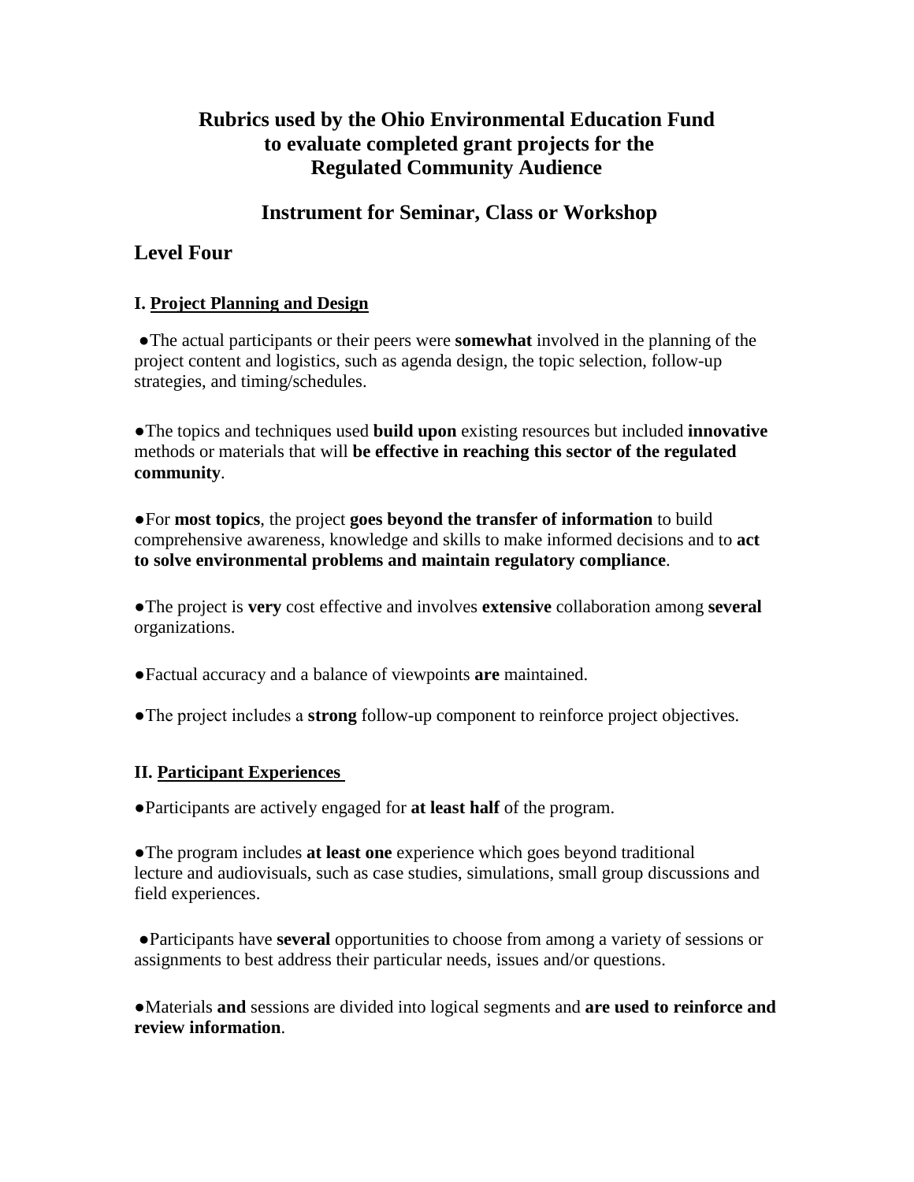# Rubrics used by the Ohio Environmental Education Fund to evaluate completed grant projects for the Regulated Community Audience

## Instrument for Seminar, Class or Workshop

## Level Four

### I. Project Planning and Design

●The actual participants or their peers were **somewhat** involved in the planning of the project content and logistics, such as agenda design, the topic selection, follow-up strategies, and timing/schedules.

●The topics and techniques used **build upon** existing resources but included **innovative** methods or materials that will **be effective in reaching this sector of the regulated community**.

●For **most topics**, the project **goes beyond the transfer of information** to build comprehensive awareness, knowledge and skills to make informed decisions and to **act to solve environmental problems and maintain regulatory compliance**.

●The project is **very** cost effective and involves **extensive** collaboration among **several** organizations.

●Factual accuracy and a balance of viewpoints **are** maintained.

●The project includes a **strong** follow-up component to reinforce project objectives.

### II. Participant Experiences

●Participants are actively engaged for **at least half** of the program.

●The program includes **at least one** experience which goes beyond traditional lecture and audiovisuals, such as case studies, simulations, small group discussions and field experiences.

●Participants have **several** opportunities to choose from among a variety of sessions or assignments to best address their particular needs, issues and/or questions.

●Materials **and** sessions are divided into logical segments and **are used to reinforce and review information**.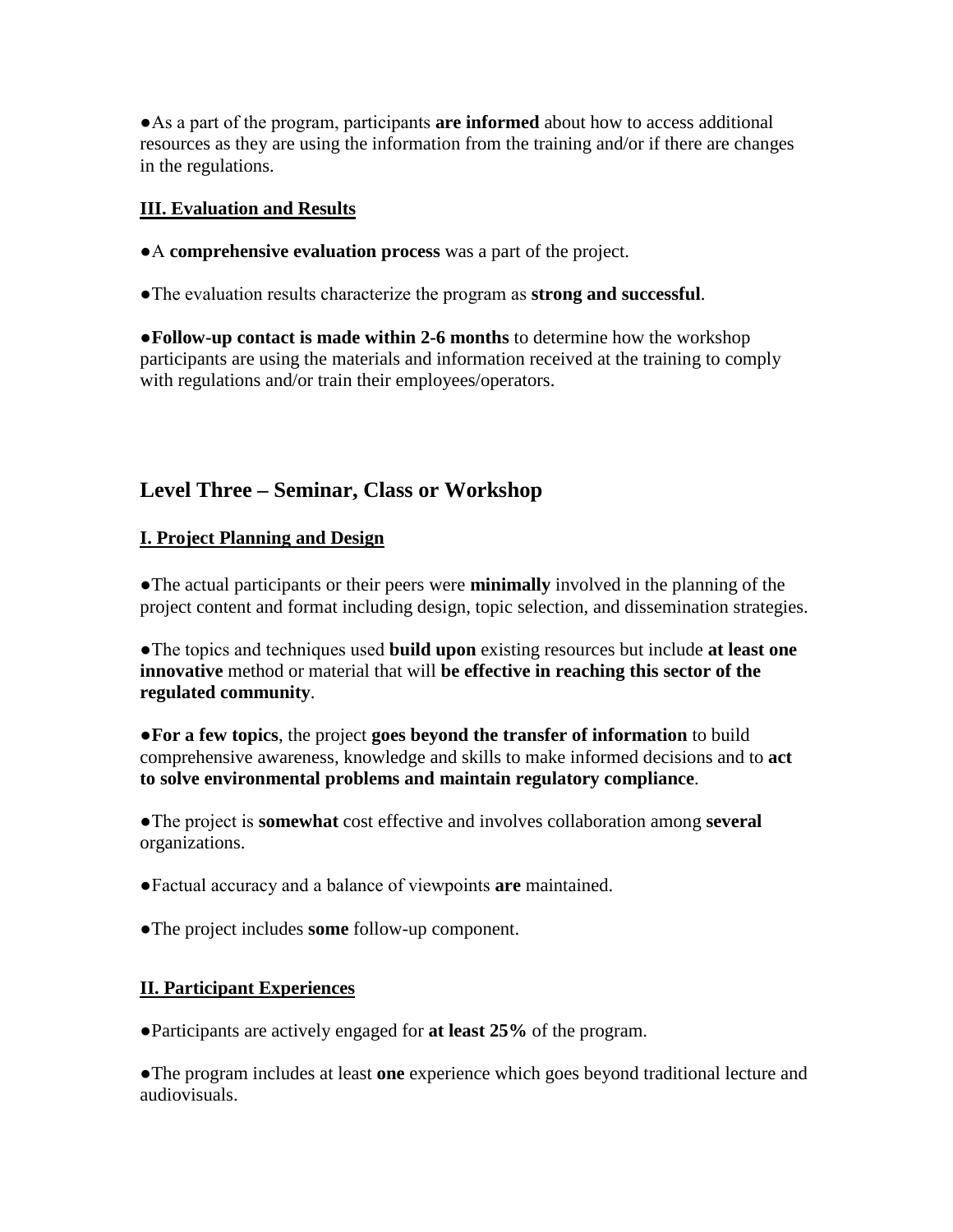●As a part of the program, participants **are informed** about how to access additional resources as they are using the information from the training and/or if there are changes in the regulations.

**III. Evaluation and Results**

●A **comprehensive evaluation process** was a part of the project.

●The evaluation results characterize the program as **strong and successful**.

●**Follow-up contact is made within 2-6 months** to determine how the workshop participants are using the materials and information received at the training to comply with regulations and/or train their employees/operators.

## Level Three – Seminar, Class or Workshop

**I. Project Planning and Design**

●The actual participants or their peers were **minimally** involved in the planning of the project content and format including design, topic selection, and dissemination strategies.

●The topics and techniques used **build upon** existing resources but include **at least one innovative** method or material that will **be effective in reaching this sector of the regulated community**.

●**For a few topics**, the project **goes beyond the transfer of information** to build comprehensive awareness, knowledge and skills to make informed decisions and to **act to solve environmental problems and maintain regulatory compliance**.

●The project is **somewhat** cost effective and involves collaboration among **several** organizations.

●Factual accuracy and a balance of viewpoints **are** maintained.

●The project includes **some** follow-up component.

**II. Participant Experiences**

●Participants are actively engaged for **at least 25%** of the program.

●The program includes at least **one** experience which goes beyond traditional lecture and audiovisuals.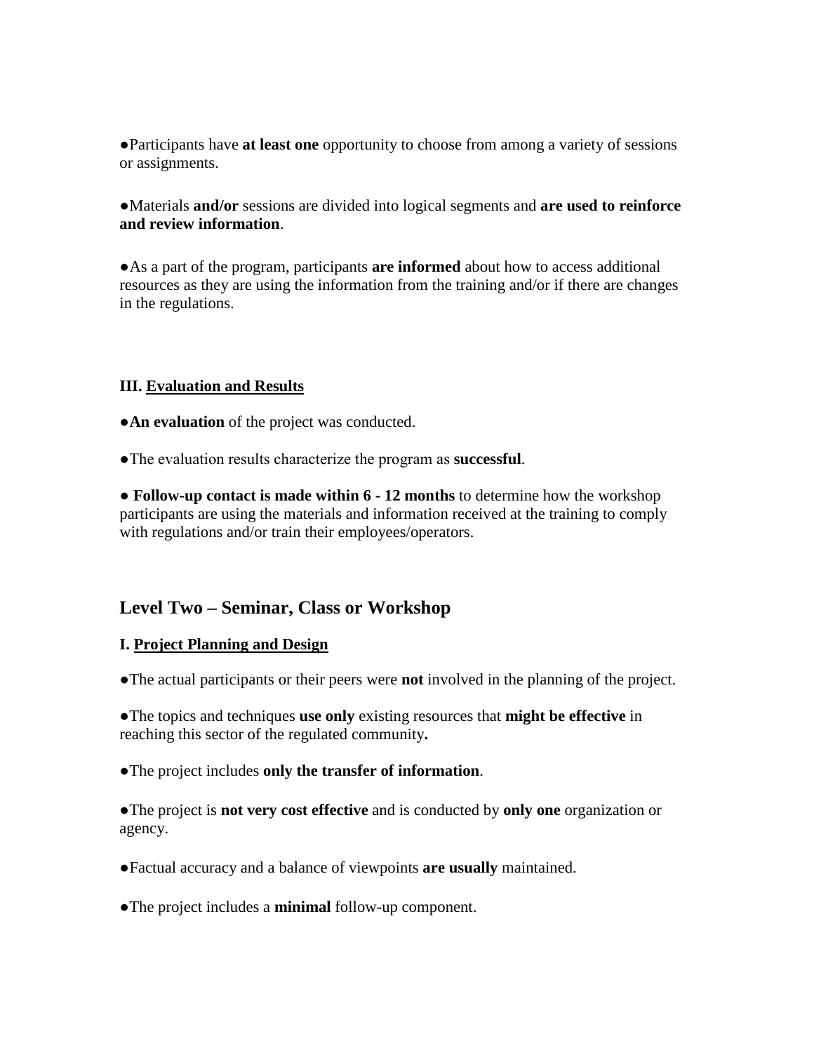- Participants have **at least one** opportunity to choose from among a variety of sessions or assignments.

- Materials **and/or** sessions are divided into logical segments and **are used to reinforce and review information**.

- As a part of the program, participants **are informed** about how to access additional resources as they are using the information from the training and/or if there are changes in the regulations.

**III. <u>Evaluation and Results</u>**

- **An evaluation** of the project was conducted.

- The evaluation results characterize the program as **successful**.

- **Follow-up contact is made within 6 - 12 months** to determine how the workshop participants are using the materials and information received at the training to comply with regulations and/or train their employees/operators.

## Level Two – Seminar, Class or Workshop

**I. <u>Project Planning and Design</u>**

- The actual participants or their peers were **not** involved in the planning of the project.

- The topics and techniques **use only** existing resources that **might be effective** in reaching this sector of the regulated community**.**

- The project includes **only the transfer of information**.

- The project is **not very cost effective** and is conducted by **only one** organization or agency.

- Factual accuracy and a balance of viewpoints **are usually** maintained.

- The project includes a **minimal** follow-up component.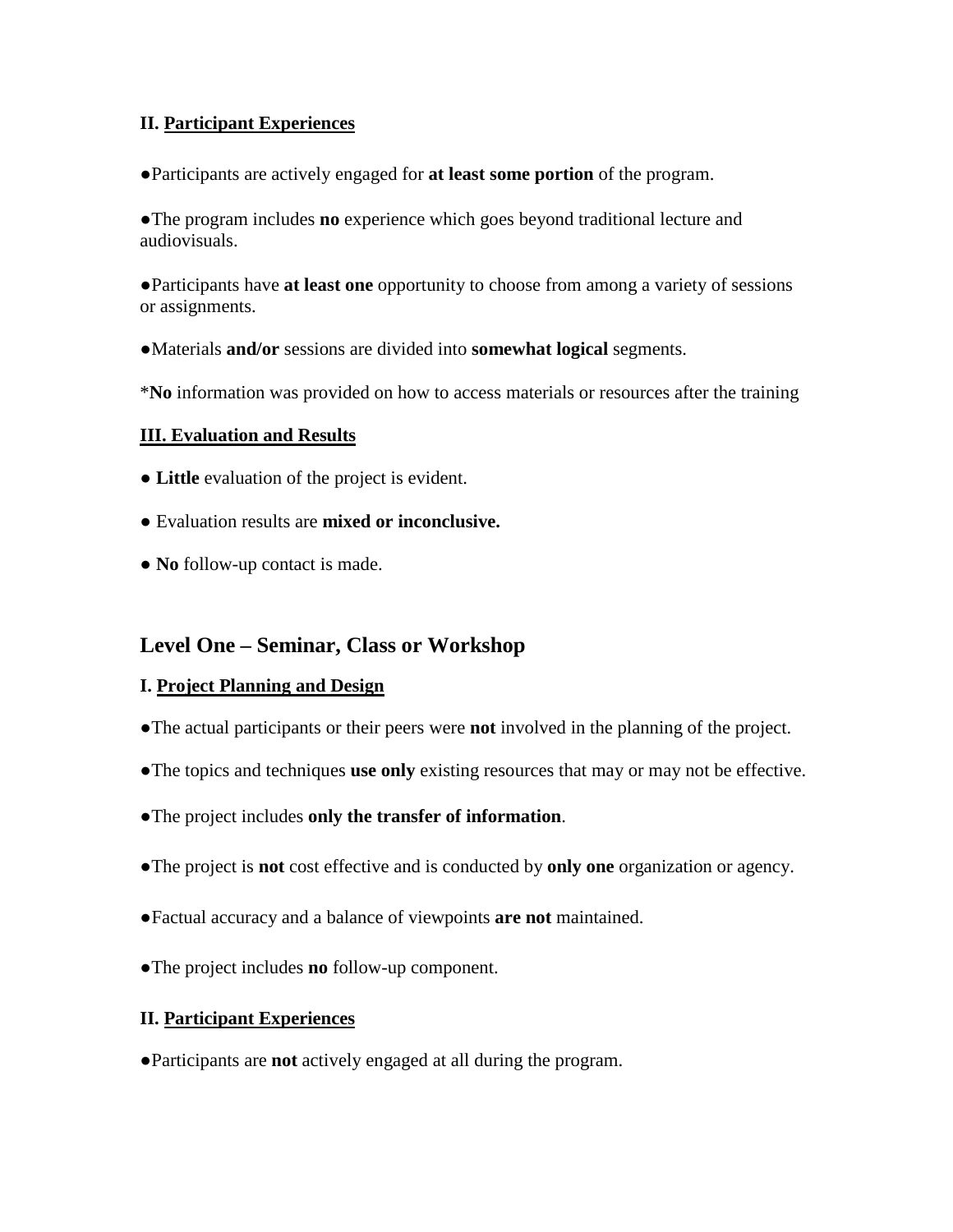**II. <u>Participant Experiences</u>**

●Participants are actively engaged for **at least some portion** of the program.

●The program includes **no** experience which goes beyond traditional lecture and audiovisuals.

●Participants have **at least one** opportunity to choose from among a variety of sessions or assignments.

●Materials **and/or** sessions are divided into **somewhat logical** segments.

*​**No** information was provided on how to access materials or resources after the training

**<u>III. Evaluation and Results</u>**

● **Little** evaluation of the project is evident.

● Evaluation results are **mixed or inconclusive.**

● **No** follow-up contact is made.

## Level One – Seminar, Class or Workshop

**I. <u>Project Planning and Design</u>**

●The actual participants or their peers were **not** involved in the planning of the project.

●The topics and techniques **use only** existing resources that may or may not be effective.

●The project includes **only the transfer of information**.

●The project is **not** cost effective and is conducted by **only one** organization or agency.

●Factual accuracy and a balance of viewpoints **are not** maintained.

●The project includes **no** follow-up component.

**II. <u>Participant Experiences</u>**

●Participants are **not** actively engaged at all during the program.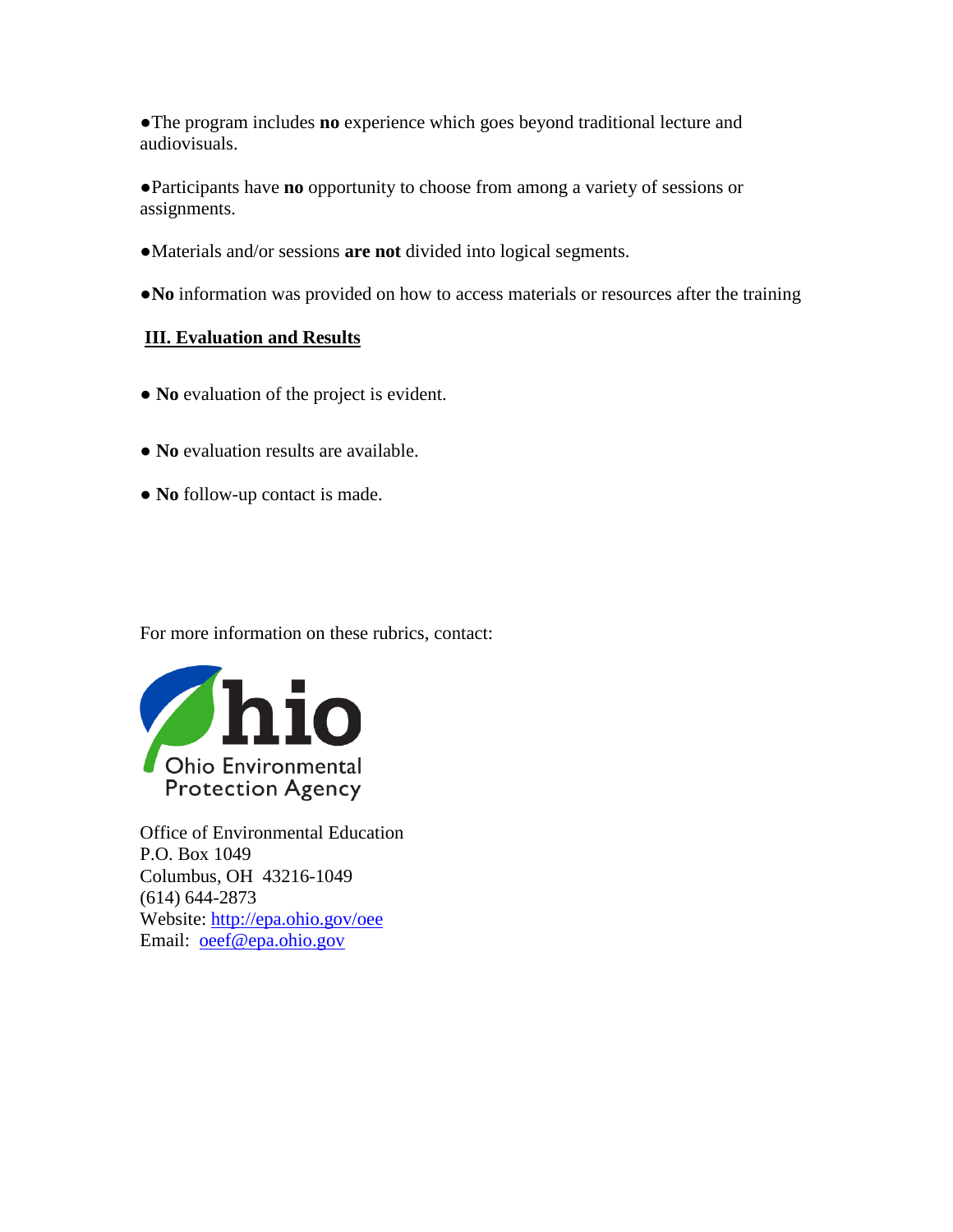- The program includes **no** experience which goes beyond traditional lecture and audiovisuals.

- Participants have **no** opportunity to choose from among a variety of sessions or assignments.

- Materials and/or sessions **are not** divided into logical segments.

- **No** information was provided on how to access materials or resources after the training

## III. Evaluation and Results

- **No** evaluation of the project is evident.

- **No** evaluation results are available.

- **No** follow-up contact is made.

For more information on these rubrics, contact:

Ohio Environmental Protection Agency

Office of Environmental Education
P.O. Box 1049
Columbus, OH 43216-1049
(614) 644-2873
Website: http://epa.ohio.gov/oee
Email: oeef@epa.ohio.gov